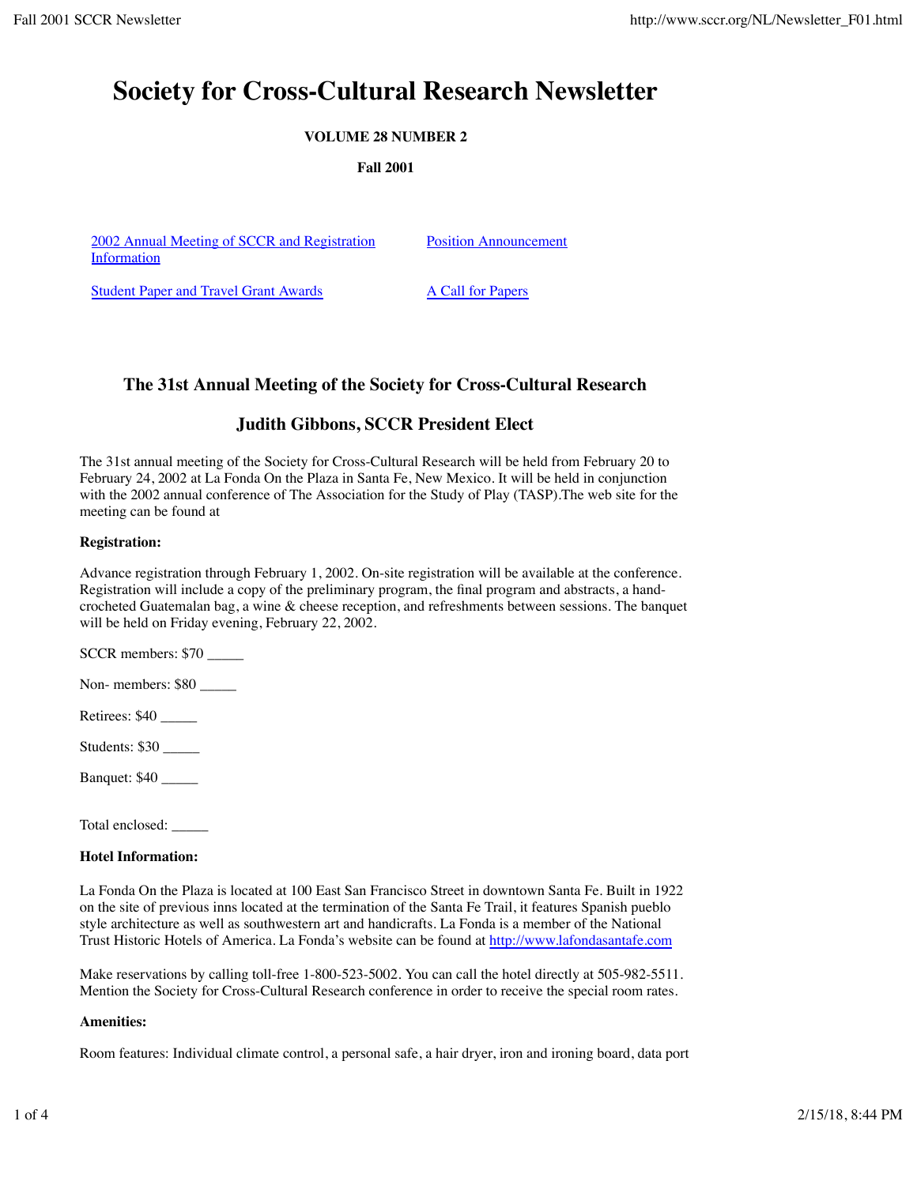# Society for Cross-Cultural Research Newsletter

**VOLUME 28 NUMBER 2**

**Fall 2001**

[2002 Annual Meeting of SCCR and Registration Information](#) | [Position Announcement](#)

[Student Paper and Travel Grant Awards](#) | [A Call for Papers](#)

## The 31st Annual Meeting of the Society for Cross-Cultural Research

## Judith Gibbons, SCCR President Elect

The 31st annual meeting of the Society for Cross-Cultural Research will be held from February 20 to February 24, 2002 at La Fonda On the Plaza in Santa Fe, New Mexico. It will be held in conjunction with the 2002 annual conference of The Association for the Study of Play (TASP).The web site for the meeting can be found at

**Registration:**

Advance registration through February 1, 2002. On-site registration will be available at the conference. Registration will include a copy of the preliminary program, the final program and abstracts, a hand-crocheted Guatemalan bag, a wine & cheese reception, and refreshments between sessions. The banquet will be held on Friday evening, February 22, 2002.

SCCR members: $70 _____

Non- members: $80 _____

Retirees: $40 _____

Students: $30 _____

Banquet: $40 _____

Total enclosed: _____

**Hotel Information:**

La Fonda On the Plaza is located at 100 East San Francisco Street in downtown Santa Fe. Built in 1922 on the site of previous inns located at the termination of the Santa Fe Trail, it features Spanish pueblo style architecture as well as southwestern art and handicrafts. La Fonda is a member of the National Trust Historic Hotels of America. La Fonda's website can be found at http://www.lafondasantafe.com

Make reservations by calling toll-free 1-800-523-5002. You can call the hotel directly at 505-982-5511. Mention the Society for Cross-Cultural Research conference in order to receive the special room rates.

**Amenities:**

Room features: Individual climate control, a personal safe, a hair dryer, iron and ironing board, data port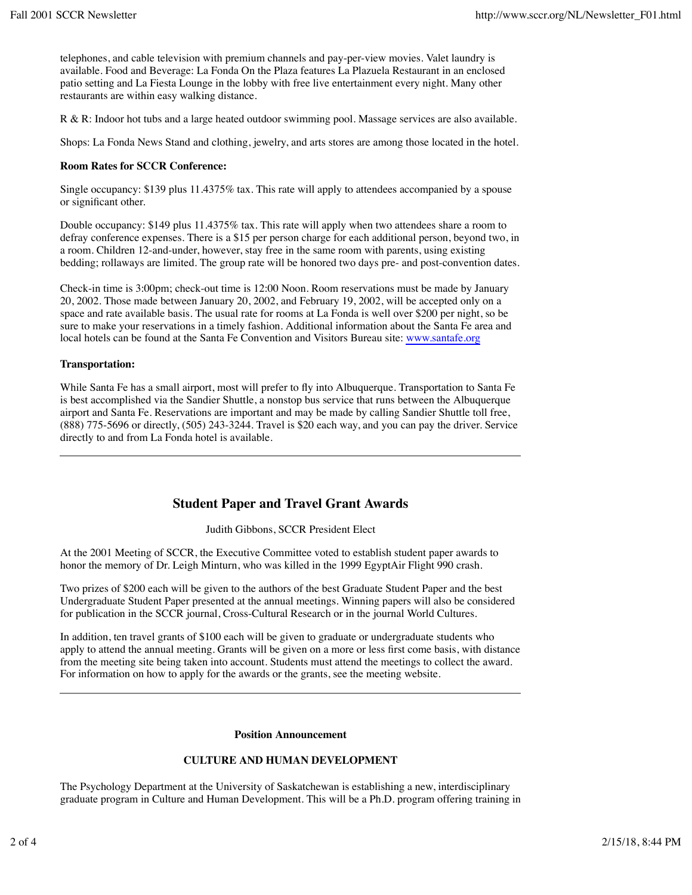telephones, and cable television with premium channels and pay-per-view movies. Valet laundry is available. Food and Beverage: La Fonda On the Plaza features La Plazuela Restaurant in an enclosed patio setting and La Fiesta Lounge in the lobby with free live entertainment every night. Many other restaurants are within easy walking distance.

R & R: Indoor hot tubs and a large heated outdoor swimming pool. Massage services are also available.

Shops: La Fonda News Stand and clothing, jewelry, and arts stores are among those located in the hotel.

**Room Rates for SCCR Conference:**

Single occupancy: $139 plus 11.4375% tax. This rate will apply to attendees accompanied by a spouse or significant other.

Double occupancy: $149 plus 11.4375% tax. This rate will apply when two attendees share a room to defray conference expenses. There is a $15 per person charge for each additional person, beyond two, in a room. Children 12-and-under, however, stay free in the same room with parents, using existing bedding; rollaways are limited. The group rate will be honored two days pre- and post-convention dates.

Check-in time is 3:00pm; check-out time is 12:00 Noon. Room reservations must be made by January 20, 2002. Those made between January 20, 2002, and February 19, 2002, will be accepted only on a space and rate available basis. The usual rate for rooms at La Fonda is well over $200 per night, so be sure to make your reservations in a timely fashion. Additional information about the Santa Fe area and local hotels can be found at the Santa Fe Convention and Visitors Bureau site: [www.santafe.org](http://www.santafe.org)

**Transportation:**

While Santa Fe has a small airport, most will prefer to fly into Albuquerque. Transportation to Santa Fe is best accomplished via the Sandier Shuttle, a nonstop bus service that runs between the Albuquerque airport and Santa Fe. Reservations are important and may be made by calling Sandier Shuttle toll free, (888) 775-5696 or directly, (505) 243-3244. Travel is $20 each way, and you can pay the driver. Service directly to and from La Fonda hotel is available.

---

## Student Paper and Travel Grant Awards

Judith Gibbons, SCCR President Elect

At the 2001 Meeting of SCCR, the Executive Committee voted to establish student paper awards to honor the memory of Dr. Leigh Minturn, who was killed in the 1999 EgyptAir Flight 990 crash.

Two prizes of $200 each will be given to the authors of the best Graduate Student Paper and the best Undergraduate Student Paper presented at the annual meetings. Winning papers will also be considered for publication in the SCCR journal, Cross-Cultural Research or in the journal World Cultures.

In addition, ten travel grants of $100 each will be given to graduate or undergraduate students who apply to attend the annual meeting. Grants will be given on a more or less first come basis, with distance from the meeting site being taken into account. Students must attend the meetings to collect the award. For information on how to apply for the awards or the grants, see the meeting website.

---

**Position Announcement**

**CULTURE AND HUMAN DEVELOPMENT**

The Psychology Department at the University of Saskatchewan is establishing a new, interdisciplinary graduate program in Culture and Human Development. This will be a Ph.D. program offering training in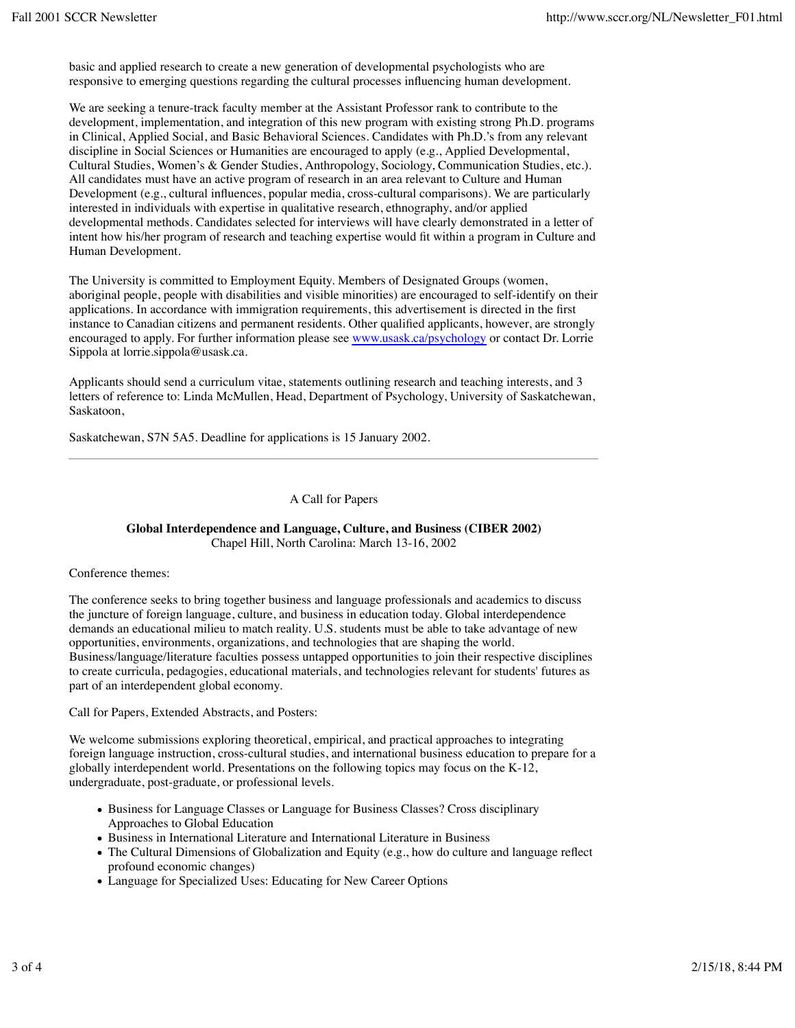basic and applied research to create a new generation of developmental psychologists who are responsive to emerging questions regarding the cultural processes influencing human development.

We are seeking a tenure-track faculty member at the Assistant Professor rank to contribute to the development, implementation, and integration of this new program with existing strong Ph.D. programs in Clinical, Applied Social, and Basic Behavioral Sciences. Candidates with Ph.D.'s from any relevant discipline in Social Sciences or Humanities are encouraged to apply (e.g., Applied Developmental, Cultural Studies, Women's & Gender Studies, Anthropology, Sociology, Communication Studies, etc.). All candidates must have an active program of research in an area relevant to Culture and Human Development (e.g., cultural influences, popular media, cross-cultural comparisons). We are particularly interested in individuals with expertise in qualitative research, ethnography, and/or applied developmental methods. Candidates selected for interviews will have clearly demonstrated in a letter of intent how his/her program of research and teaching expertise would fit within a program in Culture and Human Development.

The University is committed to Employment Equity. Members of Designated Groups (women, aboriginal people, people with disabilities and visible minorities) are encouraged to self-identify on their applications. In accordance with immigration requirements, this advertisement is directed in the first instance to Canadian citizens and permanent residents. Other qualified applicants, however, are strongly encouraged to apply. For further information please see [www.usask.ca/psychology](http://www.usask.ca/psychology) or contact Dr. Lorrie Sippola at lorrie.sippola@usask.ca.

Applicants should send a curriculum vitae, statements outlining research and teaching interests, and 3 letters of reference to: Linda McMullen, Head, Department of Psychology, University of Saskatchewan, Saskatoon,

Saskatchewan, S7N 5A5. Deadline for applications is 15 January 2002.

---

A Call for Papers

**Global Interdependence and Language, Culture, and Business (CIBER 2002)**
Chapel Hill, North Carolina: March 13-16, 2002

Conference themes:

The conference seeks to bring together business and language professionals and academics to discuss the juncture of foreign language, culture, and business in education today. Global interdependence demands an educational milieu to match reality. U.S. students must be able to take advantage of new opportunities, environments, organizations, and technologies that are shaping the world. Business/language/literature faculties possess untapped opportunities to join their respective disciplines to create curricula, pedagogies, educational materials, and technologies relevant for students' futures as part of an interdependent global economy.

Call for Papers, Extended Abstracts, and Posters:

We welcome submissions exploring theoretical, empirical, and practical approaches to integrating foreign language instruction, cross-cultural studies, and international business education to prepare for a globally interdependent world. Presentations on the following topics may focus on the K-12, undergraduate, post-graduate, or professional levels.

- Business for Language Classes or Language for Business Classes? Cross disciplinary Approaches to Global Education
- Business in International Literature and International Literature in Business
- The Cultural Dimensions of Globalization and Equity (e.g., how do culture and language reflect profound economic changes)
- Language for Specialized Uses: Educating for New Career Options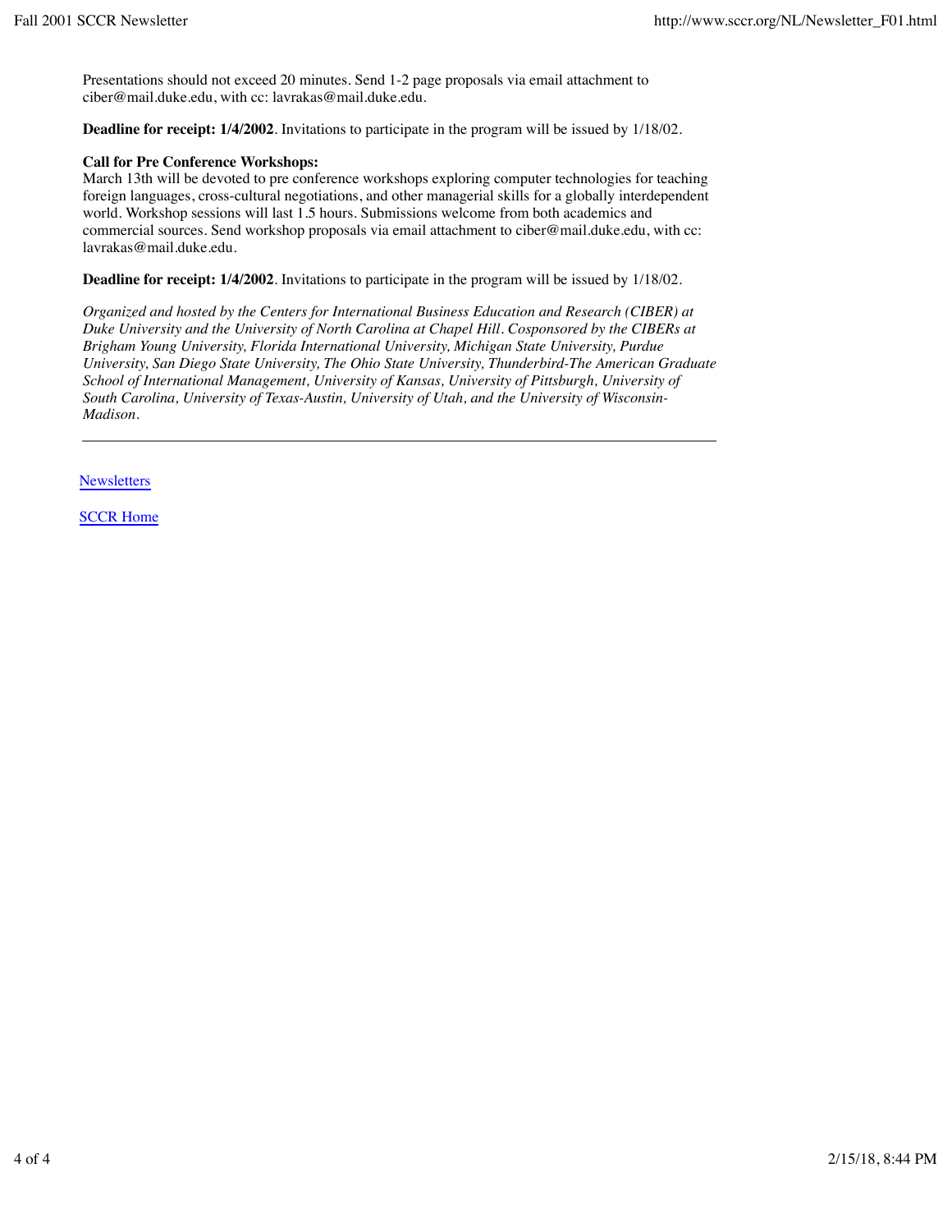Presentations should not exceed 20 minutes. Send 1-2 page proposals via email attachment to ciber@mail.duke.edu, with cc: lavrakas@mail.duke.edu.

**Deadline for receipt: 1/4/2002**. Invitations to participate in the program will be issued by 1/18/02.

**Call for Pre Conference Workshops:**
March 13th will be devoted to pre conference workshops exploring computer technologies for teaching foreign languages, cross-cultural negotiations, and other managerial skills for a globally interdependent world. Workshop sessions will last 1.5 hours. Submissions welcome from both academics and commercial sources. Send workshop proposals via email attachment to ciber@mail.duke.edu, with cc: lavrakas@mail.duke.edu.

**Deadline for receipt: 1/4/2002**. Invitations to participate in the program will be issued by 1/18/02.

*Organized and hosted by the Centers for International Business Education and Research (CIBER) at Duke University and the University of North Carolina at Chapel Hill. Cosponsored by the CIBERs at Brigham Young University, Florida International University, Michigan State University, Purdue University, San Diego State University, The Ohio State University, Thunderbird-The American Graduate School of International Management, University of Kansas, University of Pittsburgh, University of South Carolina, University of Texas-Austin, University of Utah, and the University of Wisconsin-Madison.*

---

Newsletters

SCCR Home